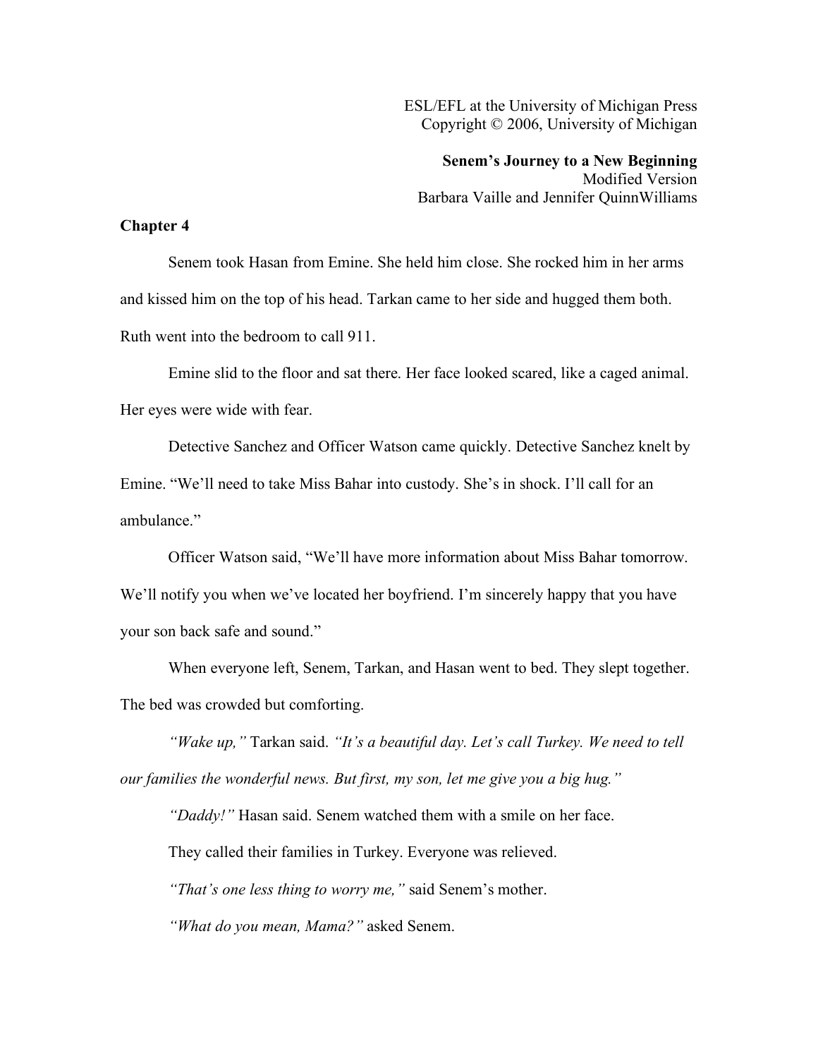ESL/EFL at the University of Michigan Press
Copyright © 2006, University of Michigan

**Senem's Journey to a New Beginning**
Modified Version
Barbara Vaille and Jennifer QuinnWilliams

## Chapter 4

Senem took Hasan from Emine. She held him close. She rocked him in her arms and kissed him on the top of his head. Tarkan came to her side and hugged them both. Ruth went into the bedroom to call 911.

Emine slid to the floor and sat there. Her face looked scared, like a caged animal. Her eyes were wide with fear.

Detective Sanchez and Officer Watson came quickly. Detective Sanchez knelt by Emine. "We'll need to take Miss Bahar into custody. She's in shock. I'll call for an ambulance."

Officer Watson said, "We'll have more information about Miss Bahar tomorrow. We'll notify you when we've located her boyfriend. I'm sincerely happy that you have your son back safe and sound."

When everyone left, Senem, Tarkan, and Hasan went to bed. They slept together. The bed was crowded but comforting.

*"Wake up,"* Tarkan said. *"It's a beautiful day. Let's call Turkey. We need to tell our families the wonderful news. But first, my son, let me give you a big hug."*

*"Daddy!"* Hasan said. Senem watched them with a smile on her face.

They called their families in Turkey. Everyone was relieved.

*"That's one less thing to worry me,"* said Senem's mother.

*"What do you mean, Mama?"* asked Senem.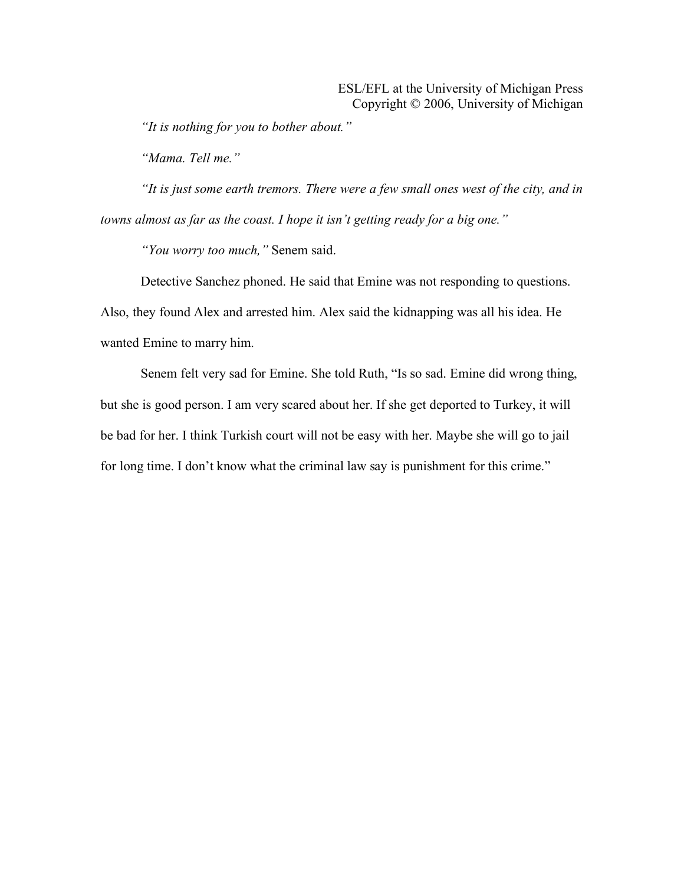*"It is nothing for you to bother about."*

*"Mama. Tell me."*

*"It is just some earth tremors. There were a few small ones west of the city, and in towns almost as far as the coast. I hope it isn't getting ready for a big one."*

*"You worry too much,"* Senem said.

Detective Sanchez phoned. He said that Emine was not responding to questions. Also, they found Alex and arrested him. Alex said the kidnapping was all his idea. He wanted Emine to marry him.

Senem felt very sad for Emine. She told Ruth, "Is so sad. Emine did wrong thing, but she is good person. I am very scared about her. If she get deported to Turkey, it will be bad for her. I think Turkish court will not be easy with her. Maybe she will go to jail for long time. I don't know what the criminal law say is punishment for this crime."